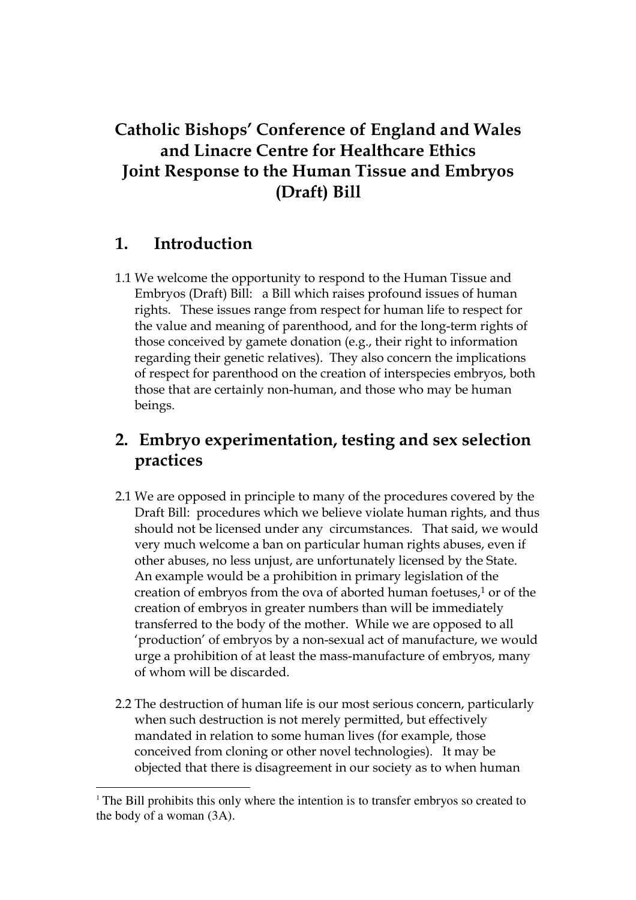# Catholic Bishops' Conference of England and Wales and Linacre Centre for Healthcare Ethics Joint Response to the Human Tissue and Embryos (Draft) Bill

## 1. Introduction

1.1 We welcome the opportunity to respond to the Human Tissue and Embryos (Draft) Bill: a Bill which raises profound issues of human rights. These issues range from respect for human life to respect for the value and meaning of parenthood, and for the long-term rights of those conceived by gamete donation (e.g., their right to information regarding their genetic relatives). They also concern the implications of respect for parenthood on the creation of interspecies embryos, both those that are certainly non-human, and those who may be human beings.

## 2. Embryo experimentation, testing and sex selection practices

2.1 We are opposed in principle to many of the procedures covered by the Draft Bill: procedures which we believe violate human rights, and thus should not be licensed under any circumstances. That said, we would very much welcome a ban on particular human rights abuses, even if other abuses, no less unjust, are unfortunately licensed by the State. An example would be a prohibition in primary legislation of the creation of embryos from the ova of aborted human foetuses,[1] or of the creation of embryos in greater numbers than will be immediately transferred to the body of the mother. While we are opposed to all 'production' of embryos by a non-sexual act of manufacture, we would urge a prohibition of at least the mass-manufacture of embryos, many of whom will be discarded.

2.2 The destruction of human life is our most serious concern, particularly when such destruction is not merely permitted, but effectively mandated in relation to some human lives (for example, those conceived from cloning or other novel technologies). It may be objected that there is disagreement in our society as to when human

[1] The Bill prohibits this only where the intention is to transfer embryos so created to the body of a woman (3A).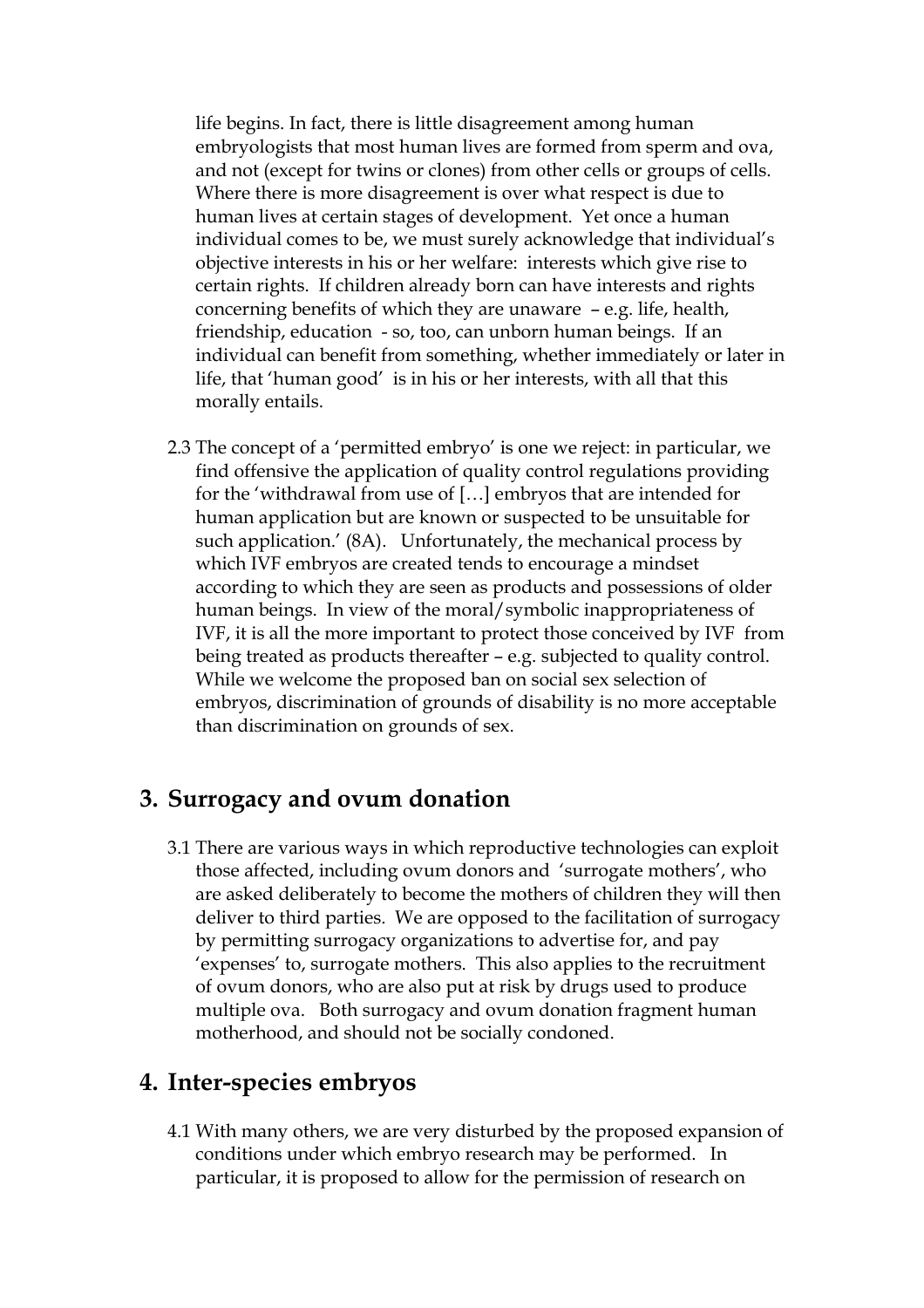life begins. In fact, there is little disagreement among human embryologists that most human lives are formed from sperm and ova, and not (except for twins or clones) from other cells or groups of cells. Where there is more disagreement is over what respect is due to human lives at certain stages of development. Yet once a human individual comes to be, we must surely acknowledge that individual's objective interests in his or her welfare: interests which give rise to certain rights. If children already born can have interests and rights concerning benefits of which they are unaware – e.g. life, health, friendship, education - so, too, can unborn human beings. If an individual can benefit from something, whether immediately or later in life, that 'human good' is in his or her interests, with all that this morally entails.

2.3 The concept of a 'permitted embryo' is one we reject: in particular, we find offensive the application of quality control regulations providing for the 'withdrawal from use of […] embryos that are intended for human application but are known or suspected to be unsuitable for such application.' (8A). Unfortunately, the mechanical process by which IVF embryos are created tends to encourage a mindset according to which they are seen as products and possessions of older human beings. In view of the moral/symbolic inappropriateness of IVF, it is all the more important to protect those conceived by IVF from being treated as products thereafter – e.g. subjected to quality control. While we welcome the proposed ban on social sex selection of embryos, discrimination of grounds of disability is no more acceptable than discrimination on grounds of sex.

## 3. Surrogacy and ovum donation

3.1 There are various ways in which reproductive technologies can exploit those affected, including ovum donors and 'surrogate mothers', who are asked deliberately to become the mothers of children they will then deliver to third parties. We are opposed to the facilitation of surrogacy by permitting surrogacy organizations to advertise for, and pay 'expenses' to, surrogate mothers. This also applies to the recruitment of ovum donors, who are also put at risk by drugs used to produce multiple ova. Both surrogacy and ovum donation fragment human motherhood, and should not be socially condoned.

## 4. Inter-species embryos

4.1 With many others, we are very disturbed by the proposed expansion of conditions under which embryo research may be performed. In particular, it is proposed to allow for the permission of research on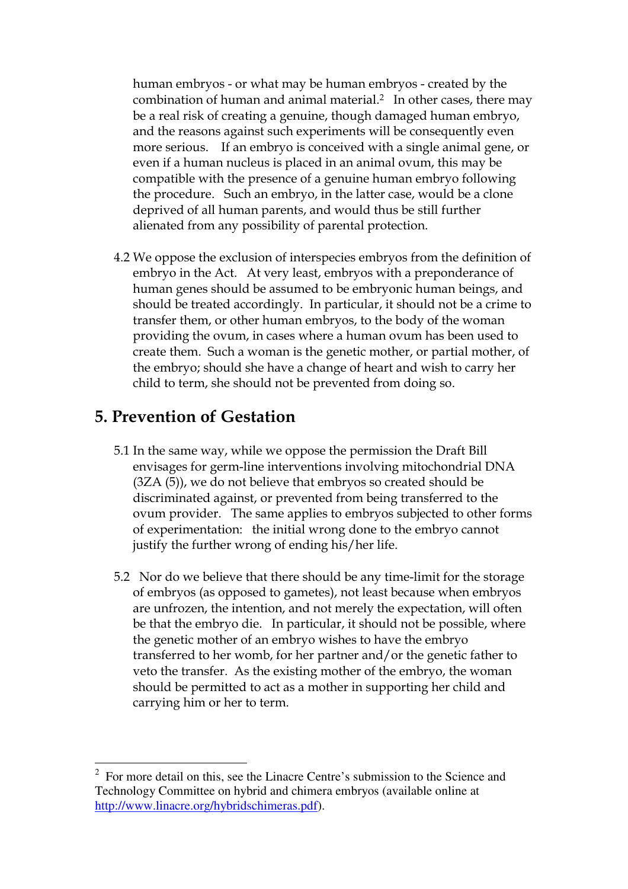human embryos - or what may be human embryos - created by the combination of human and animal material.[2] In other cases, there may be a real risk of creating a genuine, though damaged human embryo, and the reasons against such experiments will be consequently even more serious. If an embryo is conceived with a single animal gene, or even if a human nucleus is placed in an animal ovum, this may be compatible with the presence of a genuine human embryo following the procedure. Such an embryo, in the latter case, would be a clone deprived of all human parents, and would thus be still further alienated from any possibility of parental protection.

4.2 We oppose the exclusion of interspecies embryos from the definition of embryo in the Act. At very least, embryos with a preponderance of human genes should be assumed to be embryonic human beings, and should be treated accordingly. In particular, it should not be a crime to transfer them, or other human embryos, to the body of the woman providing the ovum, in cases where a human ovum has been used to create them. Such a woman is the genetic mother, or partial mother, of the embryo; should she have a change of heart and wish to carry her child to term, she should not be prevented from doing so.

## 5. Prevention of Gestation

5.1 In the same way, while we oppose the permission the Draft Bill envisages for germ-line interventions involving mitochondrial DNA (3ZA (5)), we do not believe that embryos so created should be discriminated against, or prevented from being transferred to the ovum provider. The same applies to embryos subjected to other forms of experimentation: the initial wrong done to the embryo cannot justify the further wrong of ending his/her life.

5.2 Nor do we believe that there should be any time-limit for the storage of embryos (as opposed to gametes), not least because when embryos are unfrozen, the intention, and not merely the expectation, will often be that the embryo die. In particular, it should not be possible, where the genetic mother of an embryo wishes to have the embryo transferred to her womb, for her partner and/or the genetic father to veto the transfer. As the existing mother of the embryo, the woman should be permitted to act as a mother in supporting her child and carrying him or her to term.

---

[2] For more detail on this, see the Linacre Centre's submission to the Science and Technology Committee on hybrid and chimera embryos (available online at http://www.linacre.org/hybridschimeras.pdf).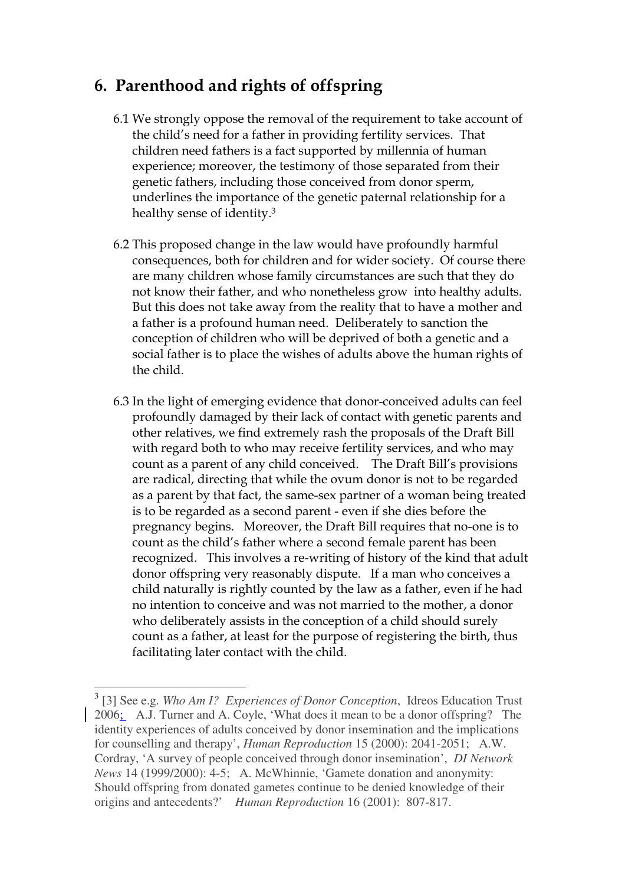## 6. Parenthood and rights of offspring

6.1 We strongly oppose the removal of the requirement to take account of the child's need for a father in providing fertility services. That children need fathers is a fact supported by millennia of human experience; moreover, the testimony of those separated from their genetic fathers, including those conceived from donor sperm, underlines the importance of the genetic paternal relationship for a healthy sense of identity.[3]

6.2 This proposed change in the law would have profoundly harmful consequences, both for children and for wider society. Of course there are many children whose family circumstances are such that they do not know their father, and who nonetheless grow into healthy adults. But this does not take away from the reality that to have a mother and a father is a profound human need. Deliberately to sanction the conception of children who will be deprived of both a genetic and a social father is to place the wishes of adults above the human rights of the child.

6.3 In the light of emerging evidence that donor-conceived adults can feel profoundly damaged by their lack of contact with genetic parents and other relatives, we find extremely rash the proposals of the Draft Bill with regard both to who may receive fertility services, and who may count as a parent of any child conceived. The Draft Bill's provisions are radical, directing that while the ovum donor is not to be regarded as a parent by that fact, the same-sex partner of a woman being treated is to be regarded as a second parent - even if she dies before the pregnancy begins. Moreover, the Draft Bill requires that no-one is to count as the child's father where a second female parent has been recognized. This involves a re-writing of history of the kind that adult donor offspring very reasonably dispute. If a man who conceives a child naturally is rightly counted by the law as a father, even if he had no intention to conceive and was not married to the mother, a donor who deliberately assists in the conception of a child should surely count as a father, at least for the purpose of registering the birth, thus facilitating later contact with the child.

---

[3] [3] See e.g. *Who Am I? Experiences of Donor Conception*, Idreos Education Trust 2006; A.J. Turner and A. Coyle, 'What does it mean to be a donor offspring? The identity experiences of adults conceived by donor insemination and the implications for counselling and therapy', *Human Reproduction* 15 (2000): 2041-2051; A.W. Cordray, 'A survey of people conceived through donor insemination', *DI Network News* 14 (1999/2000): 4-5; A. McWhinnie, 'Gamete donation and anonymity: Should offspring from donated gametes continue to be denied knowledge of their origins and antecedents?' *Human Reproduction* 16 (2001): 807-817.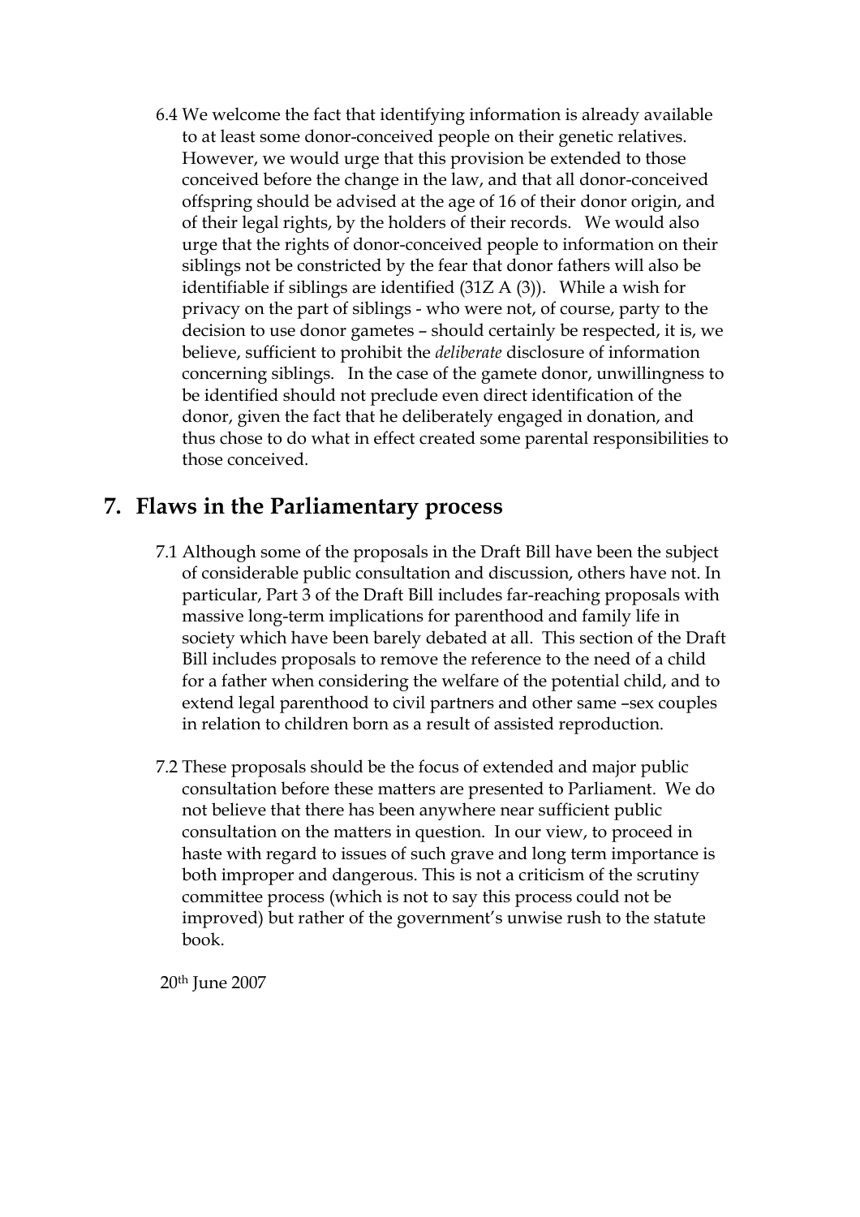6.4 We welcome the fact that identifying information is already available to at least some donor-conceived people on their genetic relatives. However, we would urge that this provision be extended to those conceived before the change in the law, and that all donor-conceived offspring should be advised at the age of 16 of their donor origin, and of their legal rights, by the holders of their records. We would also urge that the rights of donor-conceived people to information on their siblings not be constricted by the fear that donor fathers will also be identifiable if siblings are identified (31Z A (3)). While a wish for privacy on the part of siblings - who were not, of course, party to the decision to use donor gametes – should certainly be respected, it is, we believe, sufficient to prohibit the *deliberate* disclosure of information concerning siblings. In the case of the gamete donor, unwillingness to be identified should not preclude even direct identification of the donor, given the fact that he deliberately engaged in donation, and thus chose to do what in effect created some parental responsibilities to those conceived.

## 7. Flaws in the Parliamentary process

7.1 Although some of the proposals in the Draft Bill have been the subject of considerable public consultation and discussion, others have not. In particular, Part 3 of the Draft Bill includes far-reaching proposals with massive long-term implications for parenthood and family life in society which have been barely debated at all. This section of the Draft Bill includes proposals to remove the reference to the need of a child for a father when considering the welfare of the potential child, and to extend legal parenthood to civil partners and other same –sex couples in relation to children born as a result of assisted reproduction.

7.2 These proposals should be the focus of extended and major public consultation before these matters are presented to Parliament. We do not believe that there has been anywhere near sufficient public consultation on the matters in question. In our view, to proceed in haste with regard to issues of such grave and long term importance is both improper and dangerous. This is not a criticism of the scrutiny committee process (which is not to say this process could not be improved) but rather of the government's unwise rush to the statute book.

20th June 2007